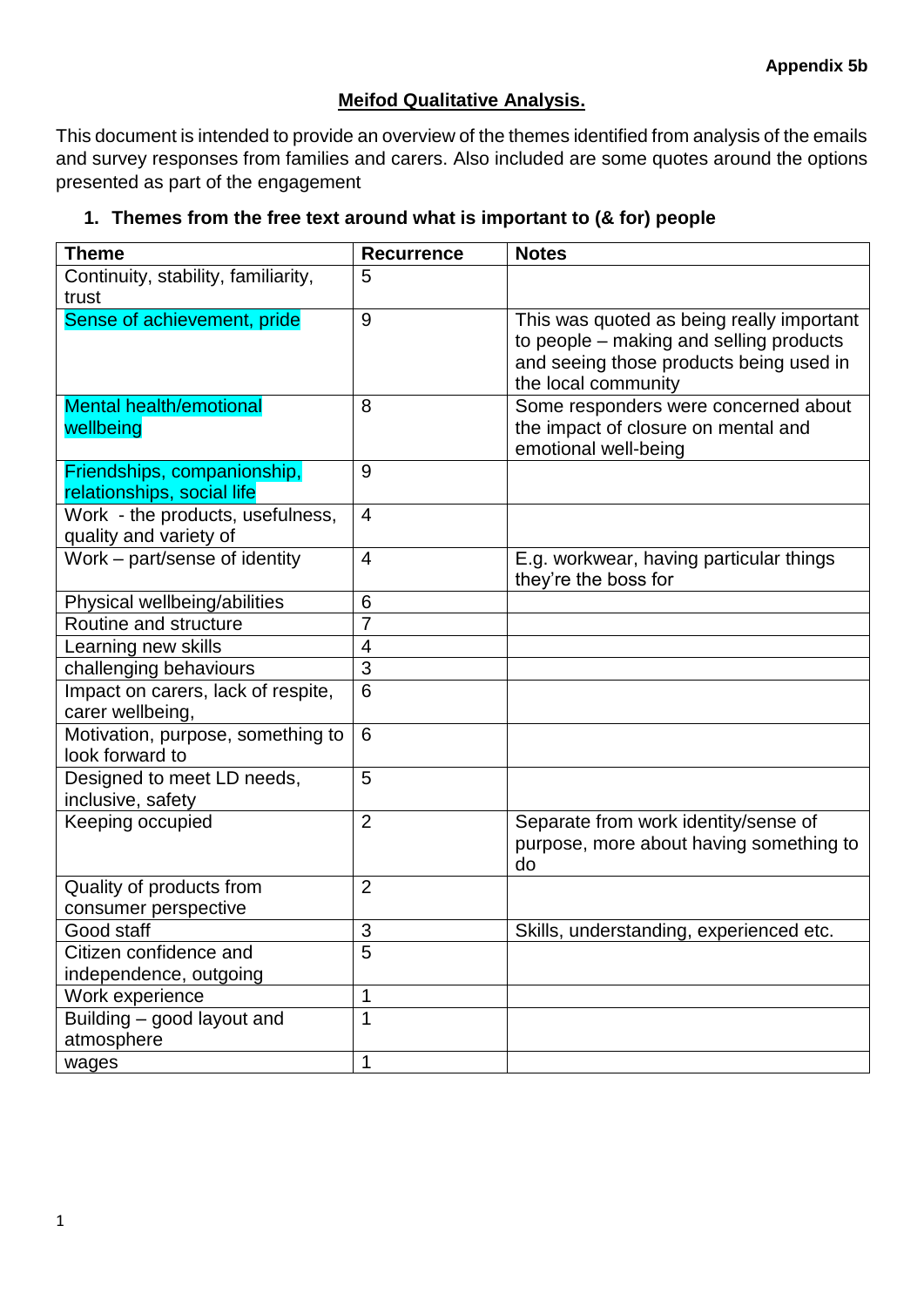**Appendix 5b**

# Meifod Qualitative Analysis.

This document is intended to provide an overview of the themes identified from analysis of the emails and survey responses from families and carers. Also included are some quotes around the options presented as part of the engagement

## 1. Themes from the free text around what is important to (& for) people

| Theme | Recurrence | Notes |
|---|---|---|
| Continuity, stability, familiarity, trust | 5 | |
| Sense of achievement, pride | 9 | This was quoted as being really important to people – making and selling products and seeing those products being used in the local community |
| Mental health/emotional wellbeing | 8 | Some responders were concerned about the impact of closure on mental and emotional well-being |
| Friendships, companionship, relationships, social life | 9 | |
| Work - the products, usefulness, quality and variety of | 4 | |
| Work – part/sense of identity | 4 | E.g. workwear, having particular things they're the boss for |
| Physical wellbeing/abilities | 6 | |
| Routine and structure | 7 | |
| Learning new skills | 4 | |
| challenging behaviours | 3 | |
| Impact on carers, lack of respite, carer wellbeing, | 6 | |
| Motivation, purpose, something to look forward to | 6 | |
| Designed to meet LD needs, inclusive, safety | 5 | |
| Keeping occupied | 2 | Separate from work identity/sense of purpose, more about having something to do |
| Quality of products from consumer perspective | 2 | |
| Good staff | 3 | Skills, understanding, experienced etc. |
| Citizen confidence and independence, outgoing | 5 | |
| Work experience | 1 | |
| Building – good layout and atmosphere | 1 | |
| wages | 1 | |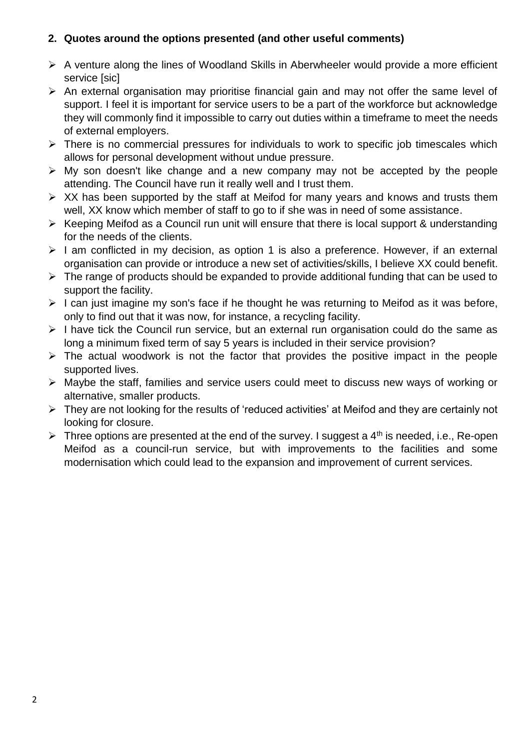## 2. Quotes around the options presented (and other useful comments)

- A venture along the lines of Woodland Skills in Aberwheeler would provide a more efficient service [sic]
- An external organisation may prioritise financial gain and may not offer the same level of support. I feel it is important for service users to be a part of the workforce but acknowledge they will commonly find it impossible to carry out duties within a timeframe to meet the needs of external employers.
- There is no commercial pressures for individuals to work to specific job timescales which allows for personal development without undue pressure.
- My son doesn't like change and a new company may not be accepted by the people attending. The Council have run it really well and I trust them.
- XX has been supported by the staff at Meifod for many years and knows and trusts them well, XX know which member of staff to go to if she was in need of some assistance.
- Keeping Meifod as a Council run unit will ensure that there is local support & understanding for the needs of the clients.
- I am conflicted in my decision, as option 1 is also a preference. However, if an external organisation can provide or introduce a new set of activities/skills, I believe XX could benefit.
- The range of products should be expanded to provide additional funding that can be used to support the facility.
- I can just imagine my son's face if he thought he was returning to Meifod as it was before, only to find out that it was now, for instance, a recycling facility.
- I have tick the Council run service, but an external run organisation could do the same as long a minimum fixed term of say 5 years is included in their service provision?
- The actual woodwork is not the factor that provides the positive impact in the people supported lives.
- Maybe the staff, families and service users could meet to discuss new ways of working or alternative, smaller products.
- They are not looking for the results of 'reduced activities' at Meifod and they are certainly not looking for closure.
- Three options are presented at the end of the survey. I suggest a 4th is needed, i.e., Re-open Meifod as a council-run service, but with improvements to the facilities and some modernisation which could lead to the expansion and improvement of current services.